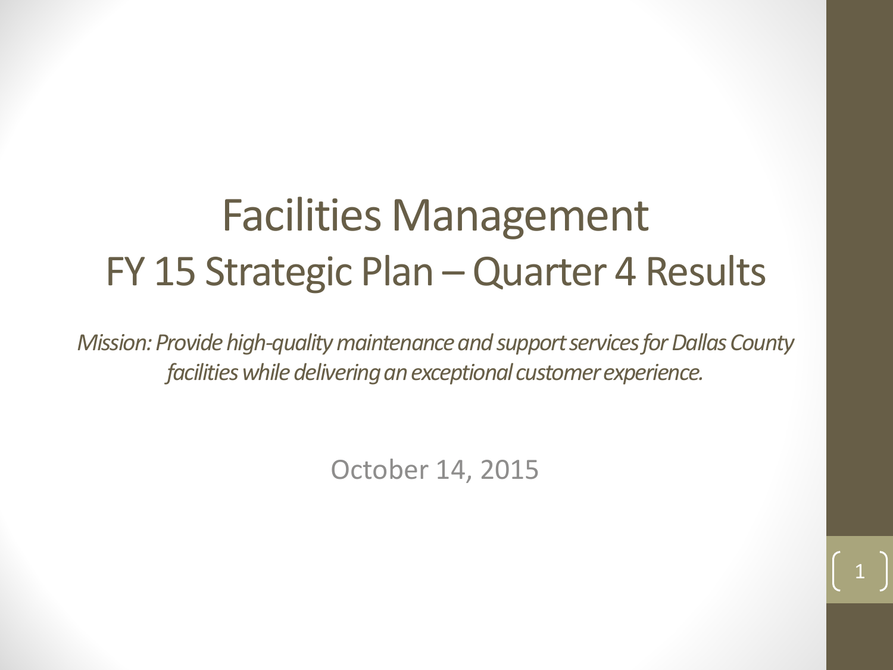# Facilities Management
## FY 15 Strategic Plan – Quarter 4 Results

*Mission: Provide high-quality maintenance and support services for Dallas County facilities while delivering an exceptional customer experience.*

October 14, 2015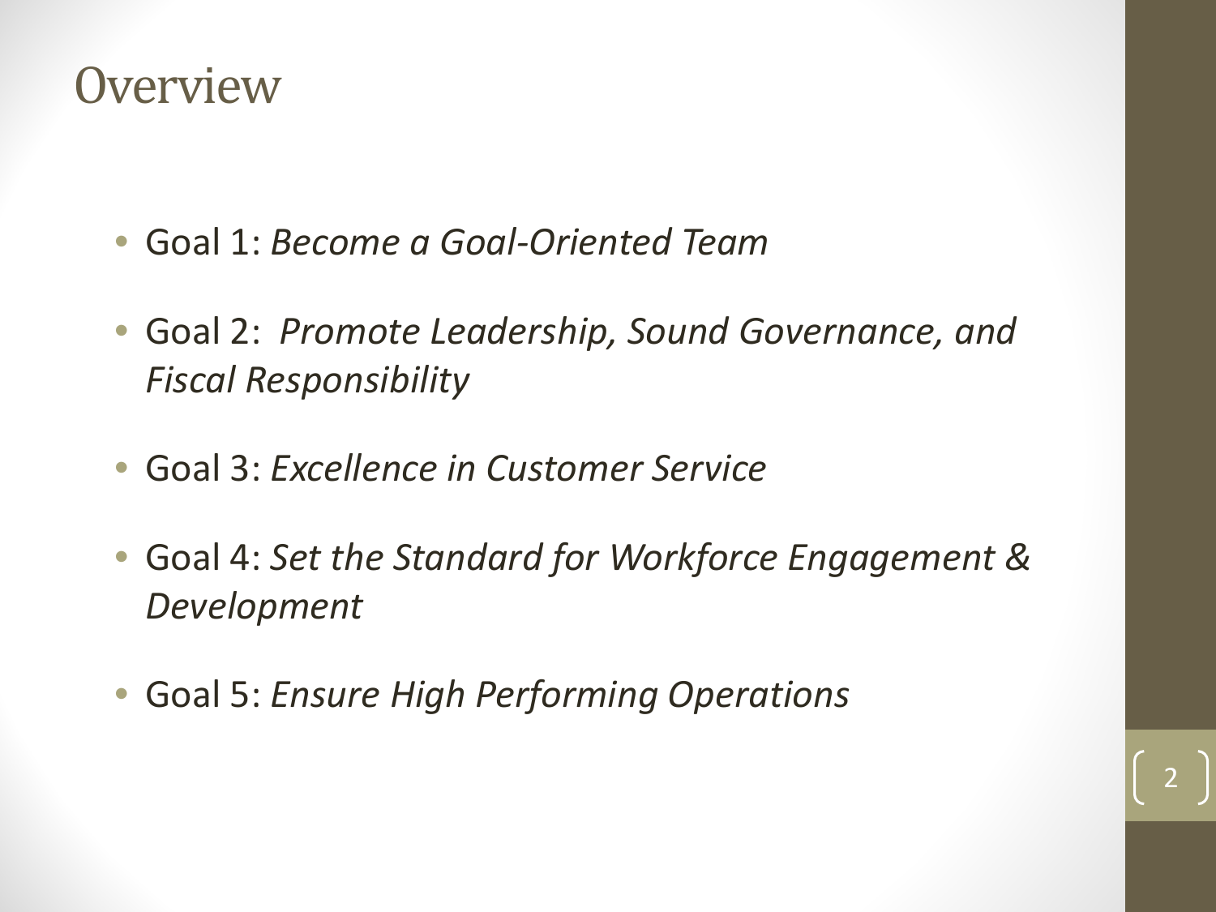# Overview

- Goal 1: *Become a Goal-Oriented Team*
- Goal 2: *Promote Leadership, Sound Governance, and Fiscal Responsibility*
- Goal 3: *Excellence in Customer Service*
- Goal 4: *Set the Standard for Workforce Engagement & Development*
- Goal 5: *Ensure High Performing Operations*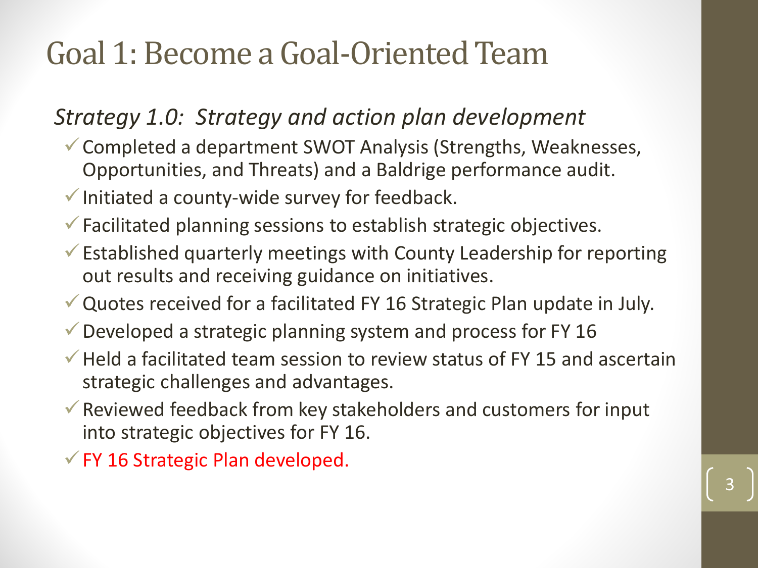# Goal 1: Become a Goal-Oriented Team

*Strategy 1.0: Strategy and action plan development*

- ✓ Completed a department SWOT Analysis (Strengths, Weaknesses, Opportunities, and Threats) and a Baldrige performance audit.
- ✓ Initiated a county-wide survey for feedback.
- ✓ Facilitated planning sessions to establish strategic objectives.
- ✓ Established quarterly meetings with County Leadership for reporting out results and receiving guidance on initiatives.
- ✓ Quotes received for a facilitated FY 16 Strategic Plan update in July.
- ✓ Developed a strategic planning system and process for FY 16
- ✓ Held a facilitated team session to review status of FY 15 and ascertain strategic challenges and advantages.
- ✓ Reviewed feedback from key stakeholders and customers for input into strategic objectives for FY 16.
- ✓ FY 16 Strategic Plan developed.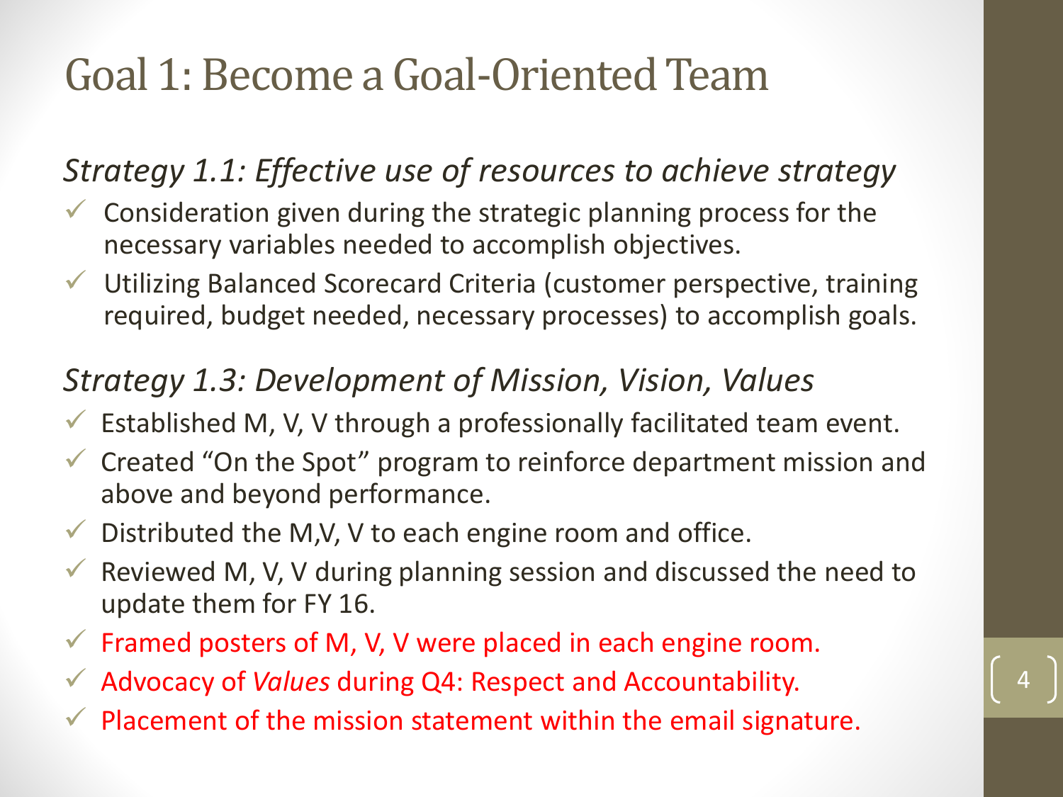# Goal 1: Become a Goal-Oriented Team

*Strategy 1.1: Effective use of resources to achieve strategy*

- ✓ Consideration given during the strategic planning process for the necessary variables needed to accomplish objectives.
- ✓ Utilizing Balanced Scorecard Criteria (customer perspective, training required, budget needed, necessary processes) to accomplish goals.

*Strategy 1.3: Development of Mission, Vision, Values*

- ✓ Established M, V, V through a professionally facilitated team event.
- ✓ Created "On the Spot" program to reinforce department mission and above and beyond performance.
- ✓ Distributed the M,V, V to each engine room and office.
- ✓ Reviewed M, V, V during planning session and discussed the need to update them for FY 16.
- ✓ Framed posters of M, V, V were placed in each engine room.
- ✓ Advocacy of *Values* during Q4: Respect and Accountability.
- ✓ Placement of the mission statement within the email signature.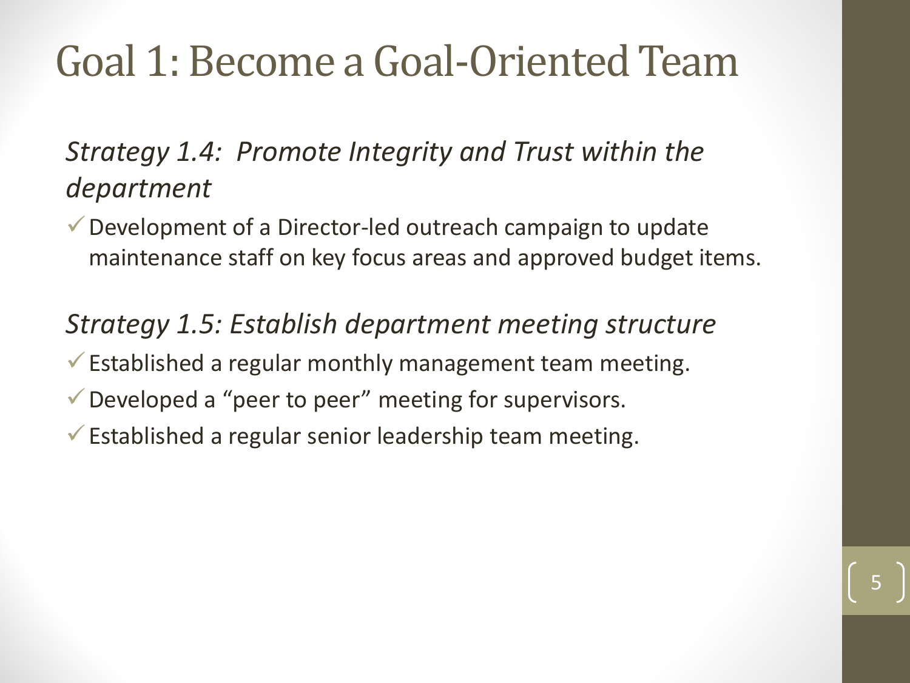# Goal 1: Become a Goal-Oriented Team

*Strategy 1.4: Promote Integrity and Trust within the department*

- ✓ Development of a Director-led outreach campaign to update maintenance staff on key focus areas and approved budget items.

*Strategy 1.5: Establish department meeting structure*

- ✓ Established a regular monthly management team meeting.
- ✓ Developed a "peer to peer" meeting for supervisors.
- ✓ Established a regular senior leadership team meeting.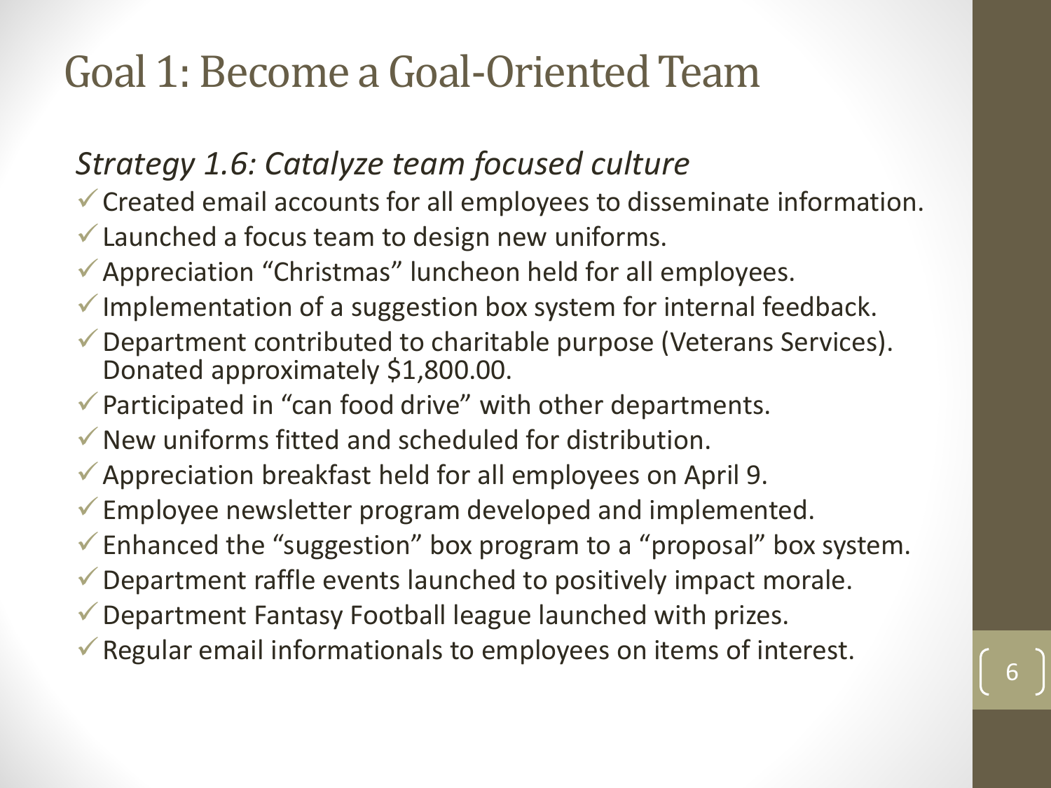# Goal 1: Become a Goal-Oriented Team

*Strategy 1.6: Catalyze team focused culture*

- ✓ Created email accounts for all employees to disseminate information.
- ✓ Launched a focus team to design new uniforms.
- ✓ Appreciation "Christmas" luncheon held for all employees.
- ✓ Implementation of a suggestion box system for internal feedback.
- ✓ Department contributed to charitable purpose (Veterans Services). Donated approximately $1,800.00.
- ✓ Participated in "can food drive" with other departments.
- ✓ New uniforms fitted and scheduled for distribution.
- ✓ Appreciation breakfast held for all employees on April 9.
- ✓ Employee newsletter program developed and implemented.
- ✓ Enhanced the "suggestion" box program to a "proposal" box system.
- ✓ Department raffle events launched to positively impact morale.
- ✓ Department Fantasy Football league launched with prizes.
- ✓ Regular email informationals to employees on items of interest.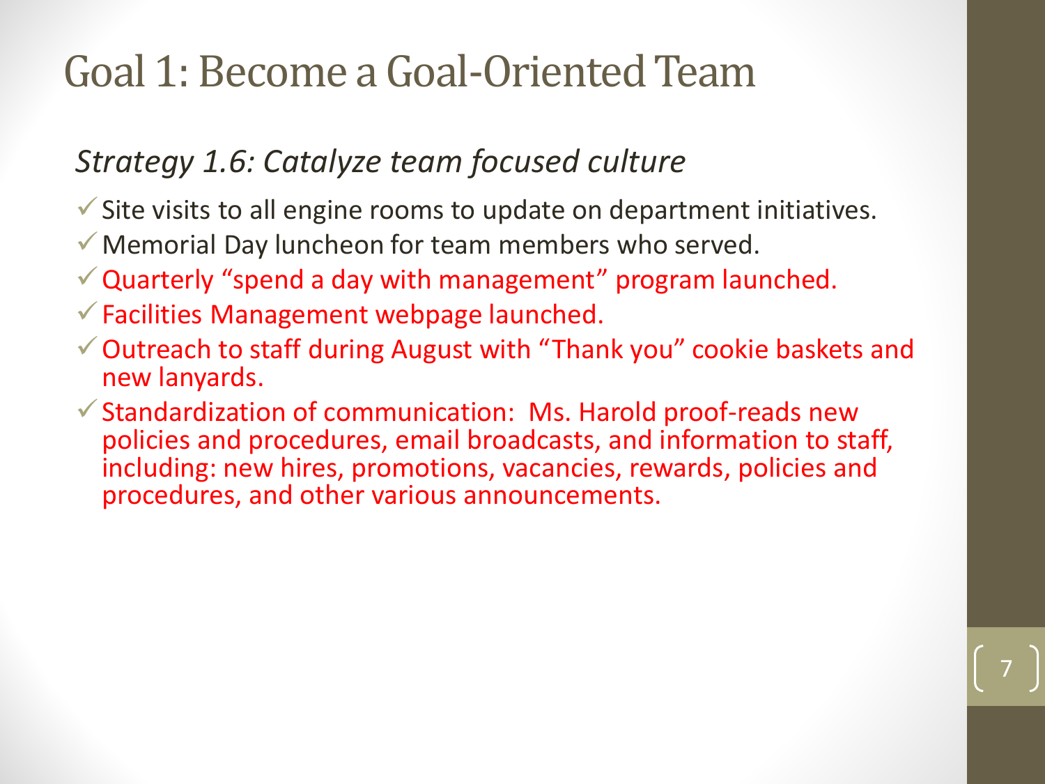# Goal 1: Become a Goal-Oriented Team

*Strategy 1.6: Catalyze team focused culture*

- ✓ Site visits to all engine rooms to update on department initiatives.
- ✓ Memorial Day luncheon for team members who served.
- ✓ Quarterly “spend a day with management” program launched.
- ✓ Facilities Management webpage launched.
- ✓ Outreach to staff during August with “Thank you” cookie baskets and new lanyards.
- ✓ Standardization of communication: Ms. Harold proof-reads new policies and procedures, email broadcasts, and information to staff, including: new hires, promotions, vacancies, rewards, policies and procedures, and other various announcements.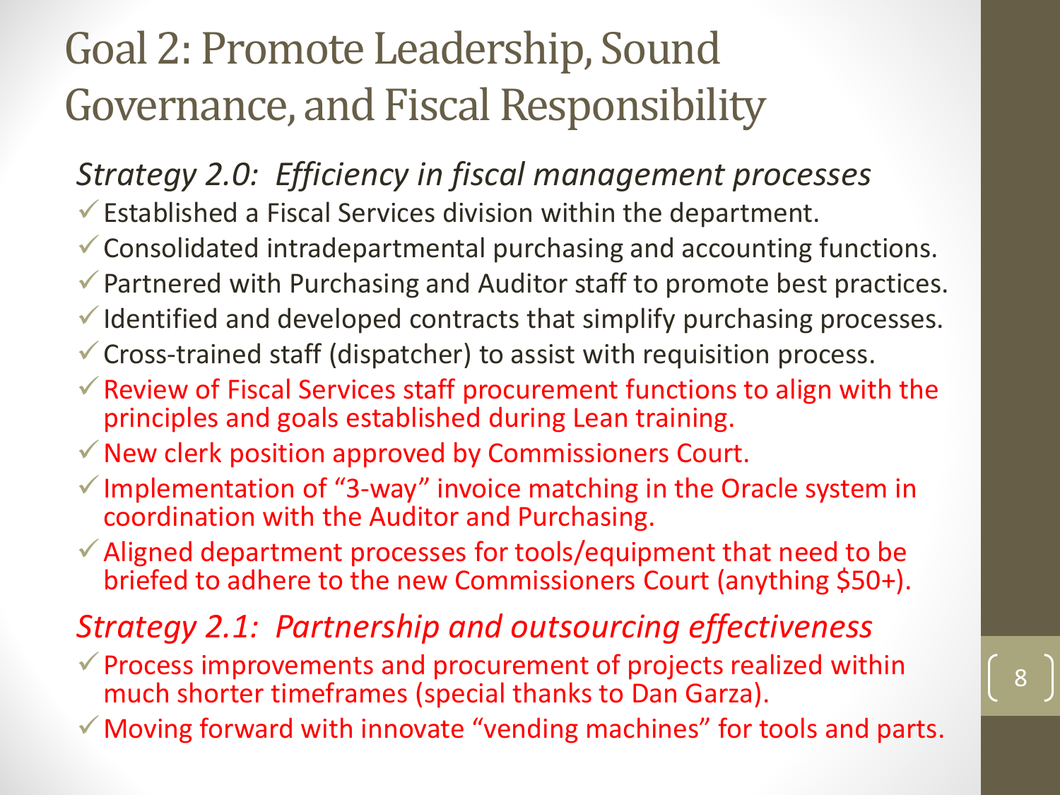# Goal 2: Promote Leadership, Sound Governance, and Fiscal Responsibility

*Strategy 2.0: Efficiency in fiscal management processes*

- ✓ Established a Fiscal Services division within the department.
- ✓ Consolidated intradepartmental purchasing and accounting functions.
- ✓ Partnered with Purchasing and Auditor staff to promote best practices.
- ✓ Identified and developed contracts that simplify purchasing processes.
- ✓ Cross-trained staff (dispatcher) to assist with requisition process.
- ✓ Review of Fiscal Services staff procurement functions to align with the principles and goals established during Lean training.
- ✓ New clerk position approved by Commissioners Court.
- ✓ Implementation of "3-way" invoice matching in the Oracle system in coordination with the Auditor and Purchasing.
- ✓ Aligned department processes for tools/equipment that need to be briefed to adhere to the new Commissioners Court (anything $50+).

*Strategy 2.1: Partnership and outsourcing effectiveness*

- ✓ Process improvements and procurement of projects realized within much shorter timeframes (special thanks to Dan Garza).
- ✓ Moving forward with innovate "vending machines" for tools and parts.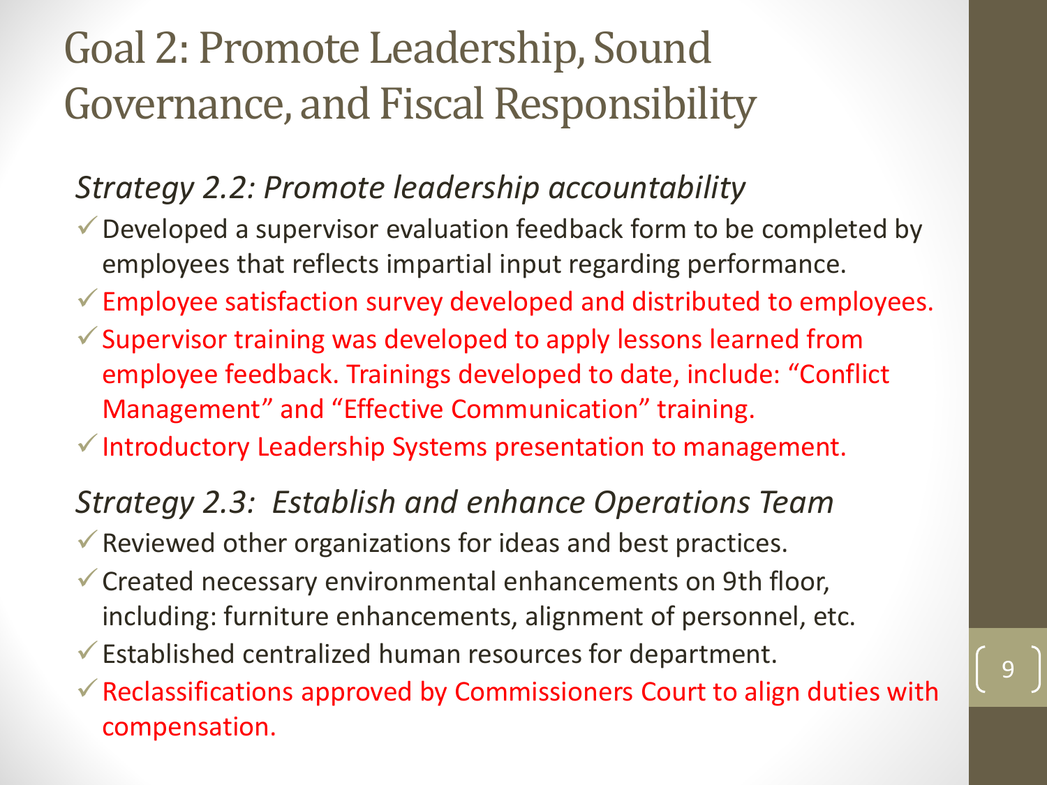# Goal 2: Promote Leadership, Sound Governance, and Fiscal Responsibility

### *Strategy 2.2: Promote leadership accountability*

- ✓ Developed a supervisor evaluation feedback form to be completed by employees that reflects impartial input regarding performance.
- ✓ Employee satisfaction survey developed and distributed to employees.
- ✓ Supervisor training was developed to apply lessons learned from employee feedback. Trainings developed to date, include: “Conflict Management” and “Effective Communication” training.
- ✓ Introductory Leadership Systems presentation to management.

### *Strategy 2.3: Establish and enhance Operations Team*

- ✓ Reviewed other organizations for ideas and best practices.
- ✓ Created necessary environmental enhancements on 9th floor, including: furniture enhancements, alignment of personnel, etc.
- ✓ Established centralized human resources for department.
- ✓ Reclassifications approved by Commissioners Court to align duties with compensation.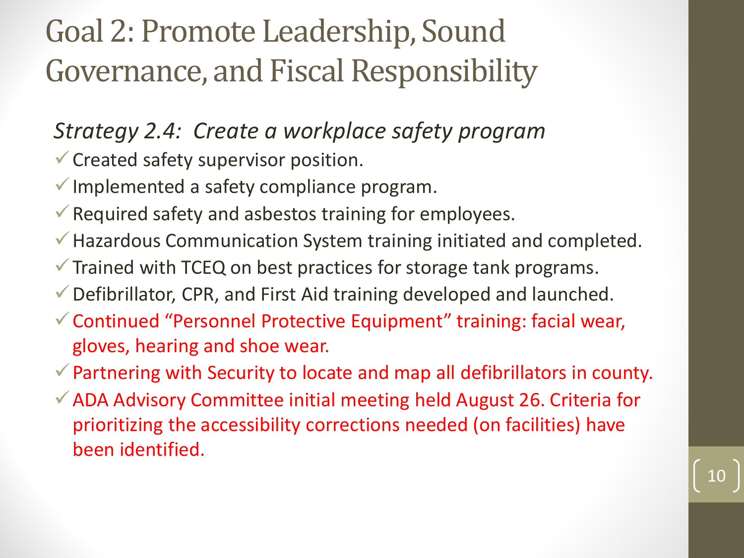# Goal 2: Promote Leadership, Sound Governance, and Fiscal Responsibility

*Strategy 2.4: Create a workplace safety program*

- ✓ Created safety supervisor position.
- ✓ Implemented a safety compliance program.
- ✓ Required safety and asbestos training for employees.
- ✓ Hazardous Communication System training initiated and completed.
- ✓ Trained with TCEQ on best practices for storage tank programs.
- ✓ Defibrillator, CPR, and First Aid training developed and launched.
- ✓ Continued "Personnel Protective Equipment" training: facial wear, gloves, hearing and shoe wear.
- ✓ Partnering with Security to locate and map all defibrillators in county.
- ✓ ADA Advisory Committee initial meeting held August 26. Criteria for prioritizing the accessibility corrections needed (on facilities) have been identified.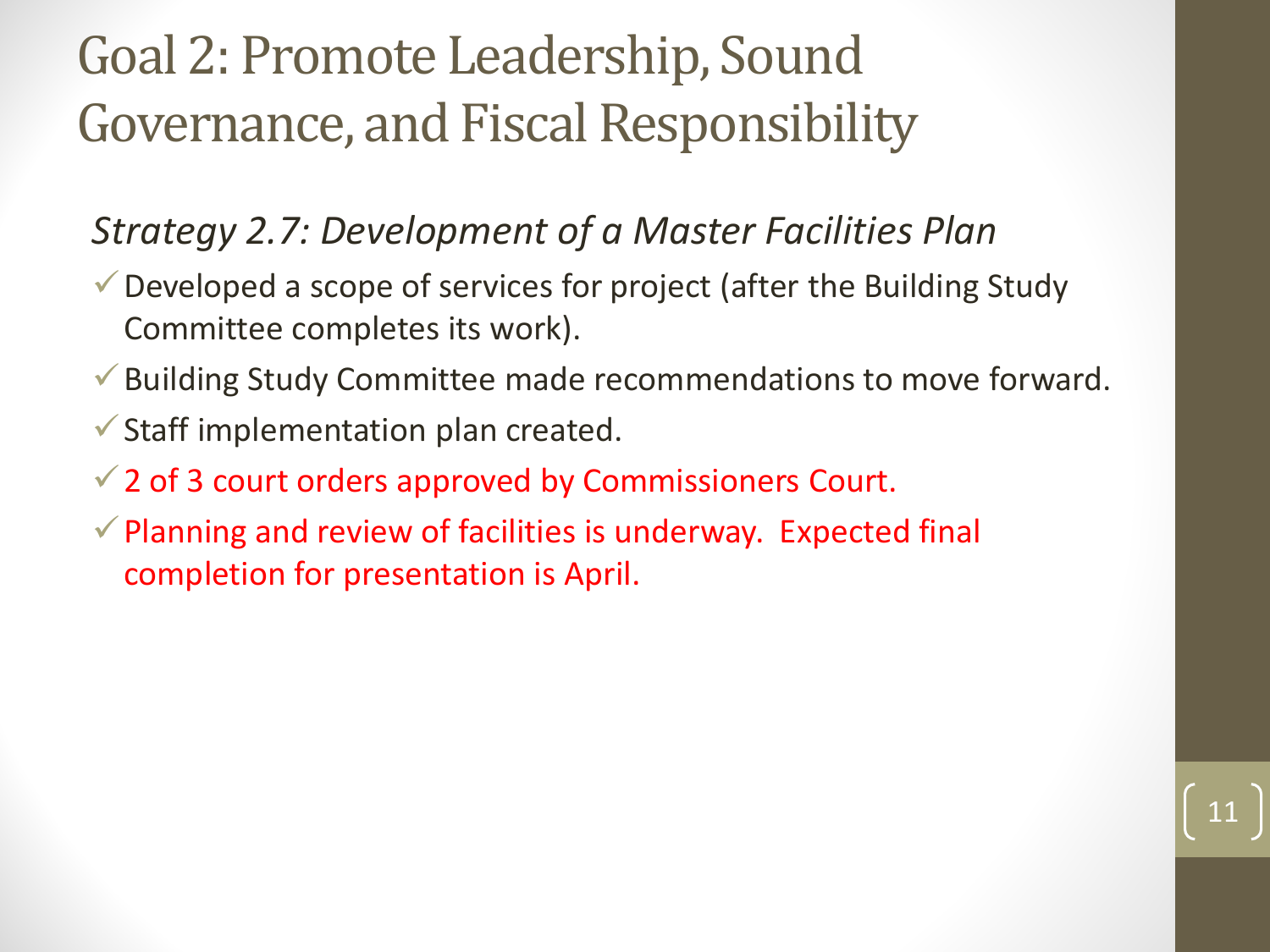# Goal 2: Promote Leadership, Sound Governance, and Fiscal Responsibility

*Strategy 2.7: Development of a Master Facilities Plan*

- ✓ Developed a scope of services for project (after the Building Study Committee completes its work).
- ✓ Building Study Committee made recommendations to move forward.
- ✓ Staff implementation plan created.
- ✓ 2 of 3 court orders approved by Commissioners Court.
- ✓ Planning and review of facilities is underway. Expected final completion for presentation is April.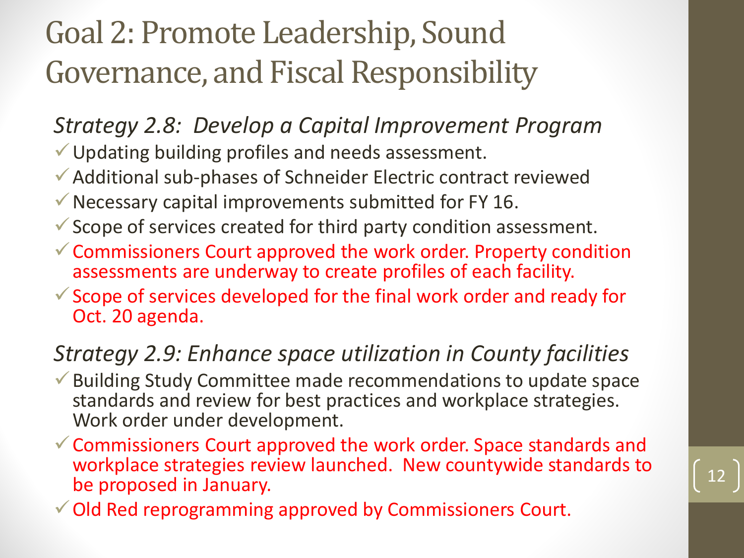# Goal 2: Promote Leadership, Sound Governance, and Fiscal Responsibility

*Strategy 2.8: Develop a Capital Improvement Program*

- ✓ Updating building profiles and needs assessment.
- ✓ Additional sub-phases of Schneider Electric contract reviewed
- ✓ Necessary capital improvements submitted for FY 16.
- ✓ Scope of services created for third party condition assessment.
- ✓ Commissioners Court approved the work order. Property condition assessments are underway to create profiles of each facility.
- ✓ Scope of services developed for the final work order and ready for Oct. 20 agenda.

*Strategy 2.9: Enhance space utilization in County facilities*

- ✓ Building Study Committee made recommendations to update space standards and review for best practices and workplace strategies. Work order under development.
- ✓ Commissioners Court approved the work order. Space standards and workplace strategies review launched. New countywide standards to be proposed in January.
- ✓ Old Red reprogramming approved by Commissioners Court.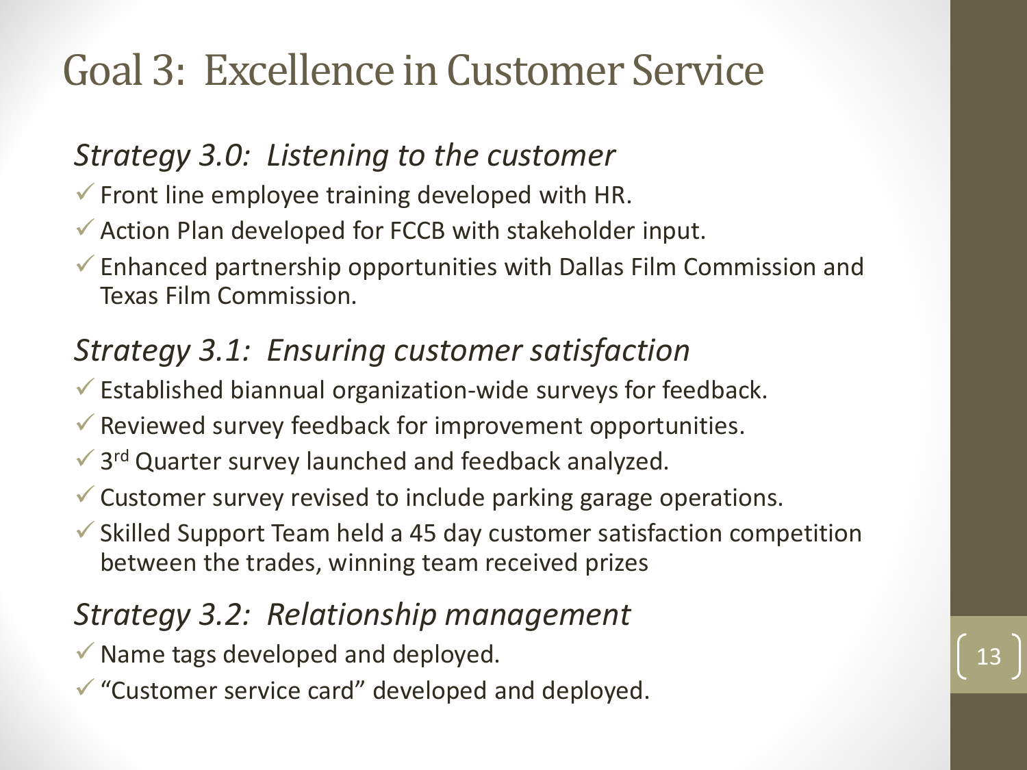# Goal 3: Excellence in Customer Service

### *Strategy 3.0: Listening to the customer*

- ✓ Front line employee training developed with HR.
- ✓ Action Plan developed for FCCB with stakeholder input.
- ✓ Enhanced partnership opportunities with Dallas Film Commission and Texas Film Commission.

### *Strategy 3.1: Ensuring customer satisfaction*

- ✓ Established biannual organization-wide surveys for feedback.
- ✓ Reviewed survey feedback for improvement opportunities.
- ✓ 3rd Quarter survey launched and feedback analyzed.
- ✓ Customer survey revised to include parking garage operations.
- ✓ Skilled Support Team held a 45 day customer satisfaction competition between the trades, winning team received prizes

### *Strategy 3.2: Relationship management*

- ✓ Name tags developed and deployed.
- ✓ "Customer service card" developed and deployed.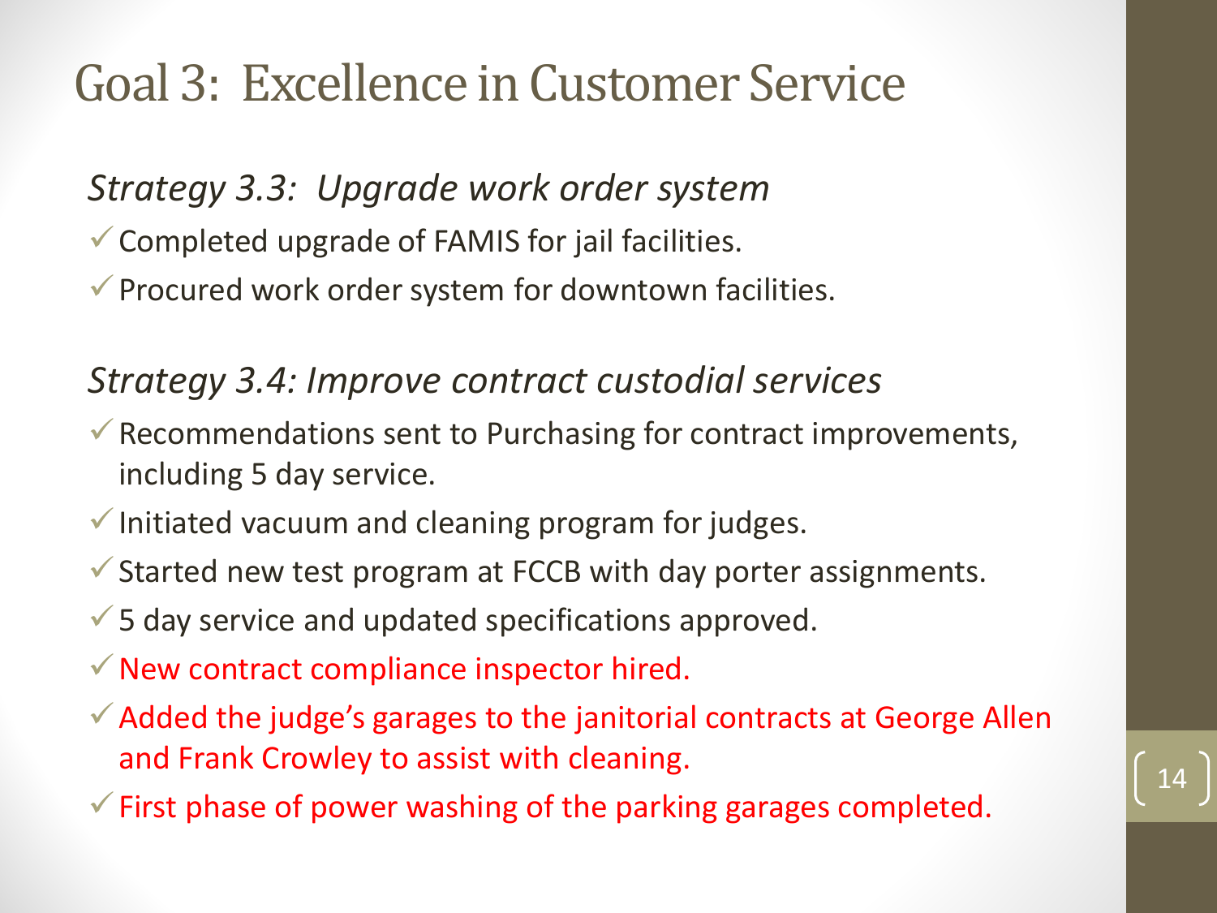# Goal 3: Excellence in Customer Service

*Strategy 3.3: Upgrade work order system*

- ✓ Completed upgrade of FAMIS for jail facilities.
- ✓ Procured work order system for downtown facilities.

*Strategy 3.4: Improve contract custodial services*

- ✓ Recommendations sent to Purchasing for contract improvements, including 5 day service.
- ✓ Initiated vacuum and cleaning program for judges.
- ✓ Started new test program at FCCB with day porter assignments.
- ✓ 5 day service and updated specifications approved.
- ✓ New contract compliance inspector hired.
- ✓ Added the judge's garages to the janitorial contracts at George Allen and Frank Crowley to assist with cleaning.
- ✓ First phase of power washing of the parking garages completed.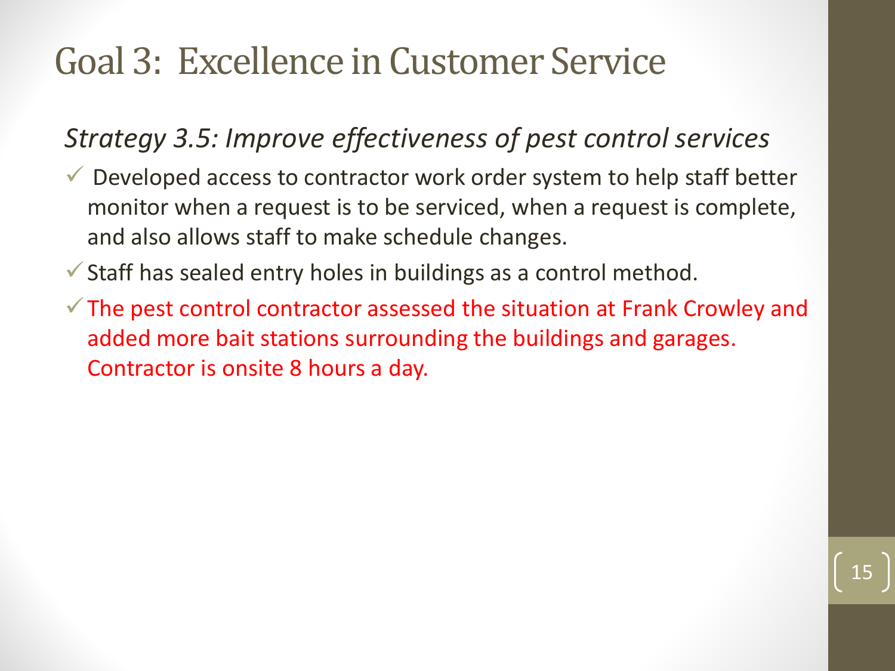# Goal 3: Excellence in Customer Service

*Strategy 3.5: Improve effectiveness of pest control services*

- ✓ Developed access to contractor work order system to help staff better monitor when a request is to be serviced, when a request is complete, and also allows staff to make schedule changes.
- ✓ Staff has sealed entry holes in buildings as a control method.
- ✓ The pest control contractor assessed the situation at Frank Crowley and added more bait stations surrounding the buildings and garages. Contractor is onsite 8 hours a day.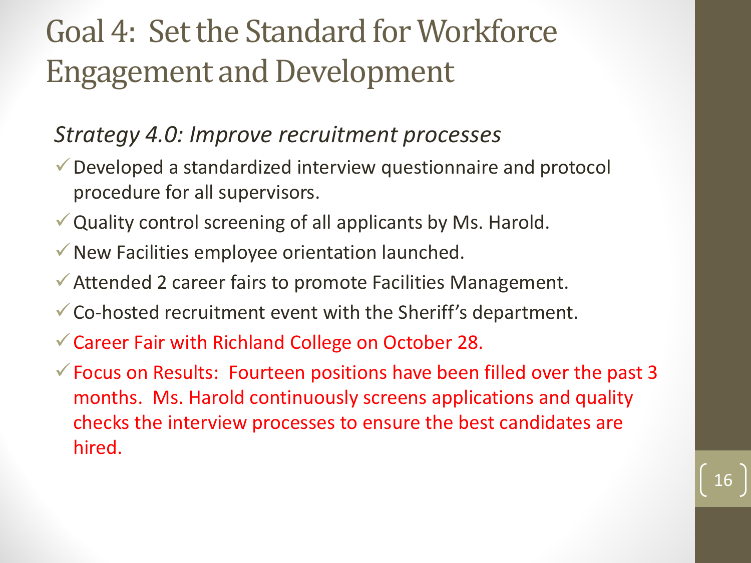# Goal 4: Set the Standard for Workforce Engagement and Development

*Strategy 4.0: Improve recruitment processes*

- ✓ Developed a standardized interview questionnaire and protocol procedure for all supervisors.
- ✓ Quality control screening of all applicants by Ms. Harold.
- ✓ New Facilities employee orientation launched.
- ✓ Attended 2 career fairs to promote Facilities Management.
- ✓ Co-hosted recruitment event with the Sheriff's department.
- ✓ Career Fair with Richland College on October 28.
- ✓ Focus on Results: Fourteen positions have been filled over the past 3 months. Ms. Harold continuously screens applications and quality checks the interview processes to ensure the best candidates are hired.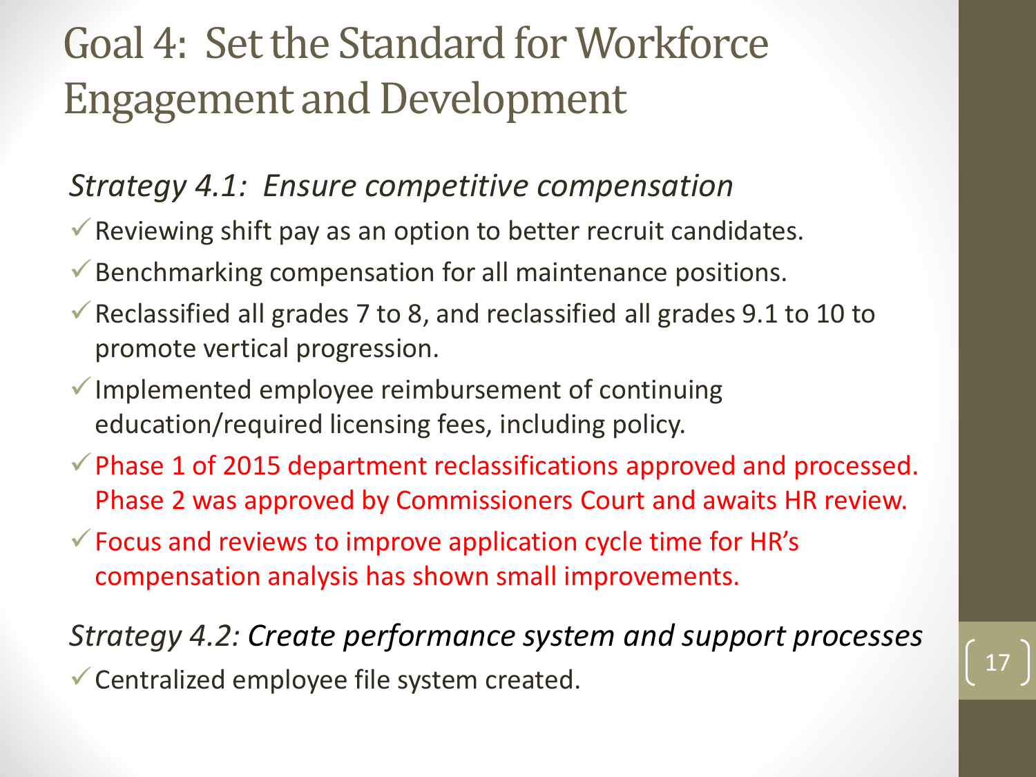# Goal 4: Set the Standard for Workforce Engagement and Development

*Strategy 4.1: Ensure competitive compensation*

- ✓ Reviewing shift pay as an option to better recruit candidates.
- ✓ Benchmarking compensation for all maintenance positions.
- ✓ Reclassified all grades 7 to 8, and reclassified all grades 9.1 to 10 to promote vertical progression.
- ✓ Implemented employee reimbursement of continuing education/required licensing fees, including policy.
- ✓ Phase 1 of 2015 department reclassifications approved and processed. Phase 2 was approved by Commissioners Court and awaits HR review.
- ✓ Focus and reviews to improve application cycle time for HR's compensation analysis has shown small improvements.

*Strategy 4.2: Create performance system and support processes*

- ✓ Centralized employee file system created.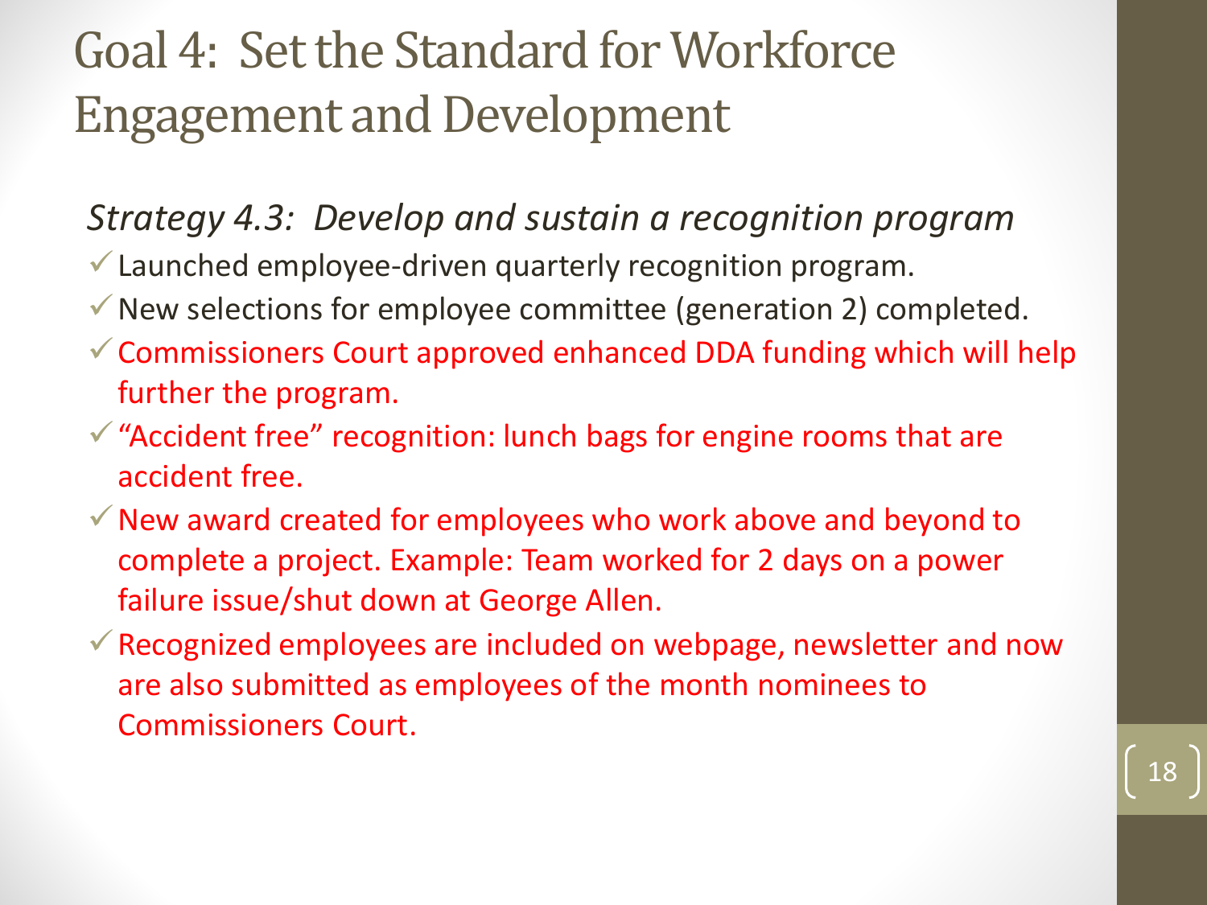# Goal 4: Set the Standard for Workforce Engagement and Development

*Strategy 4.3: Develop and sustain a recognition program*

- ✓ Launched employee-driven quarterly recognition program.
- ✓ New selections for employee committee (generation 2) completed.
- ✓ Commissioners Court approved enhanced DDA funding which will help further the program.
- ✓ "Accident free" recognition: lunch bags for engine rooms that are accident free.
- ✓ New award created for employees who work above and beyond to complete a project. Example: Team worked for 2 days on a power failure issue/shut down at George Allen.
- ✓ Recognized employees are included on webpage, newsletter and now are also submitted as employees of the month nominees to Commissioners Court.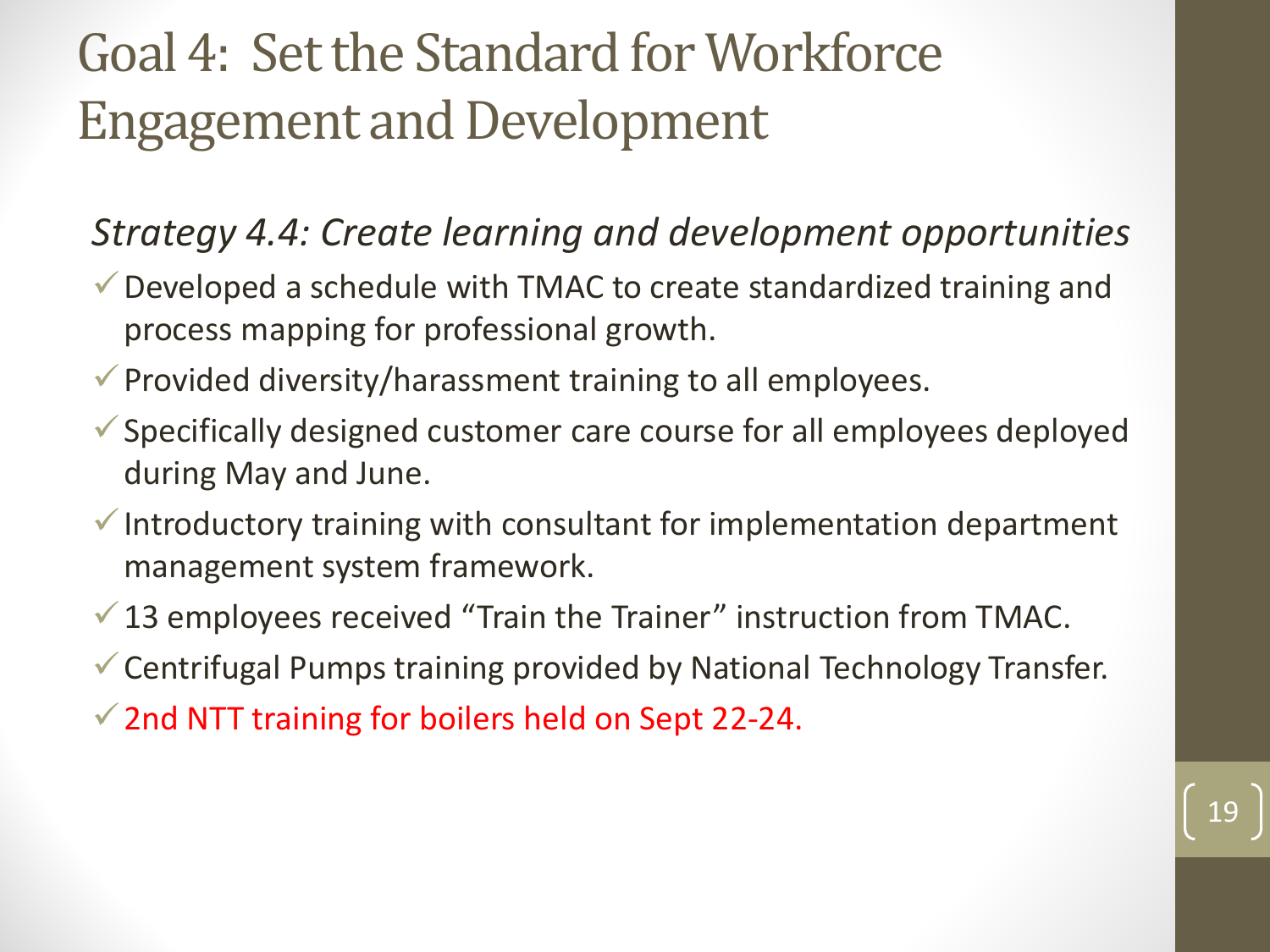# Goal 4: Set the Standard for Workforce Engagement and Development

*Strategy 4.4: Create learning and development opportunities*

- ✓ Developed a schedule with TMAC to create standardized training and process mapping for professional growth.
- ✓ Provided diversity/harassment training to all employees.
- ✓ Specifically designed customer care course for all employees deployed during May and June.
- ✓ Introductory training with consultant for implementation department management system framework.
- ✓ 13 employees received "Train the Trainer" instruction from TMAC.
- ✓ Centrifugal Pumps training provided by National Technology Transfer.
- ✓ 2nd NTT training for boilers held on Sept 22-24.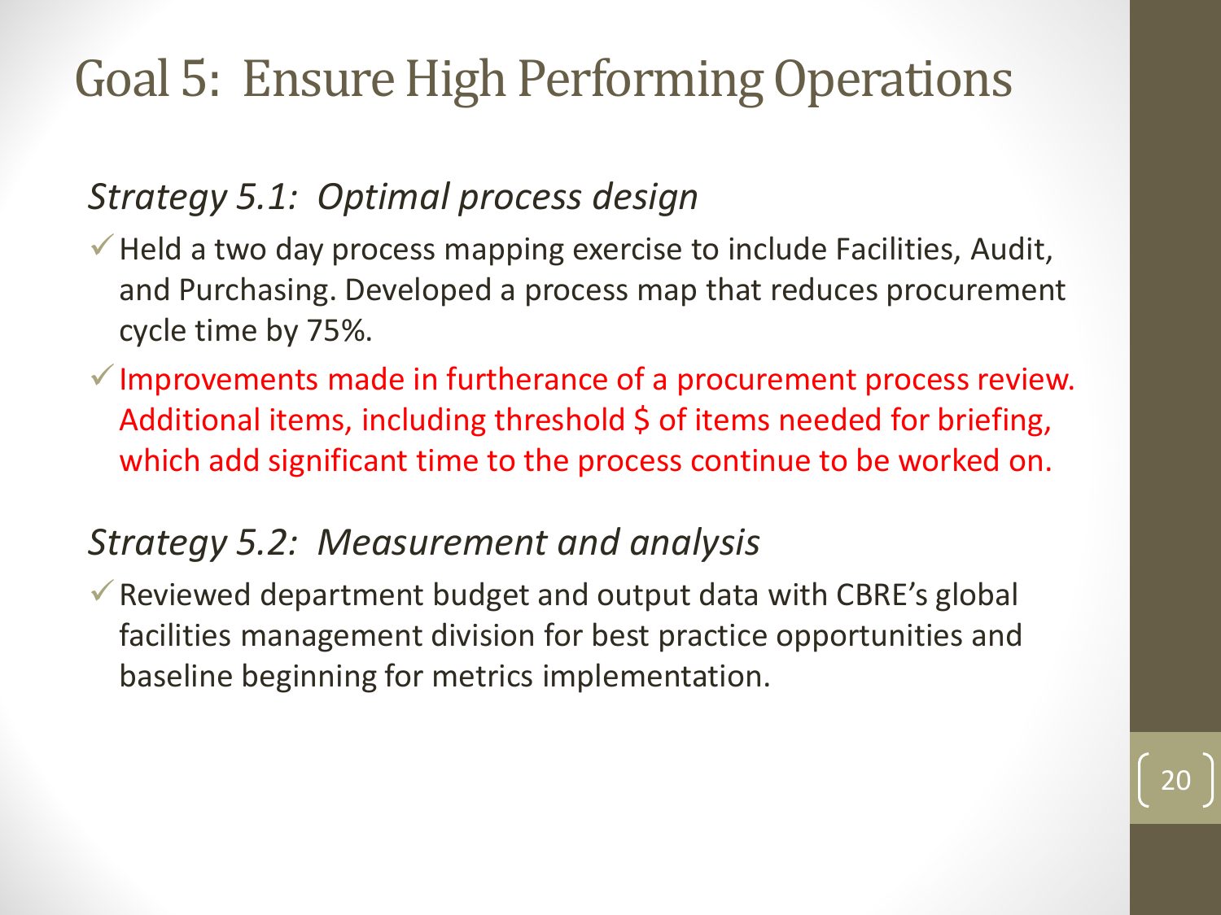# Goal 5: Ensure High Performing Operations

*Strategy 5.1: Optimal process design*

- ✓ Held a two day process mapping exercise to include Facilities, Audit, and Purchasing. Developed a process map that reduces procurement cycle time by 75%.
- ✓ Improvements made in furtherance of a procurement process review. Additional items, including threshold $ of items needed for briefing, which add significant time to the process continue to be worked on.

*Strategy 5.2: Measurement and analysis*

- ✓ Reviewed department budget and output data with CBRE's global facilities management division for best practice opportunities and baseline beginning for metrics implementation.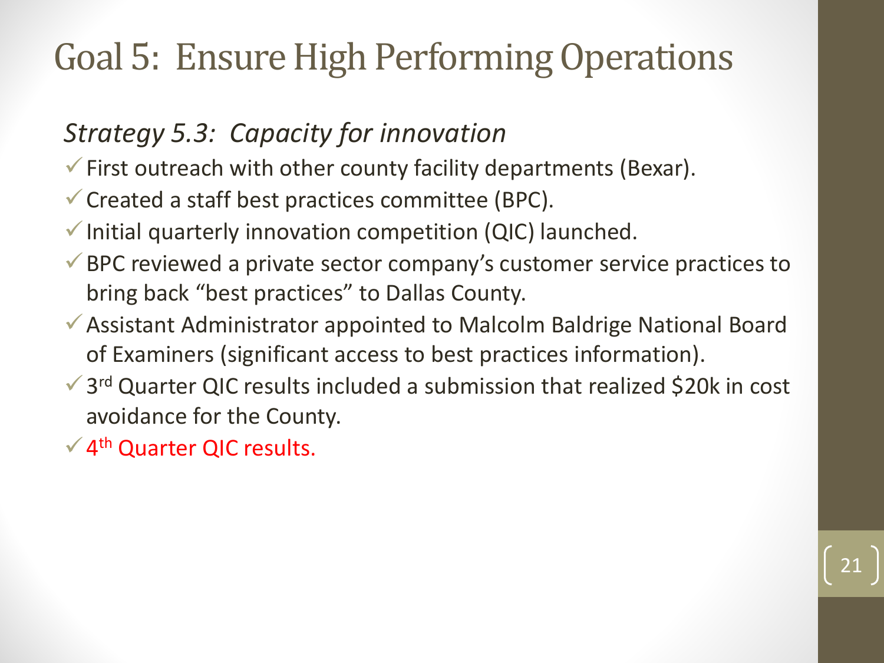# Goal 5: Ensure High Performing Operations

*Strategy 5.3: Capacity for innovation*

- ✓ First outreach with other county facility departments (Bexar).
- ✓ Created a staff best practices committee (BPC).
- ✓ Initial quarterly innovation competition (QIC) launched.
- ✓ BPC reviewed a private sector company's customer service practices to bring back "best practices" to Dallas County.
- ✓ Assistant Administrator appointed to Malcolm Baldrige National Board of Examiners (significant access to best practices information).
- ✓ 3rd Quarter QIC results included a submission that realized $20k in cost avoidance for the County.
- ✓ 4th Quarter QIC results.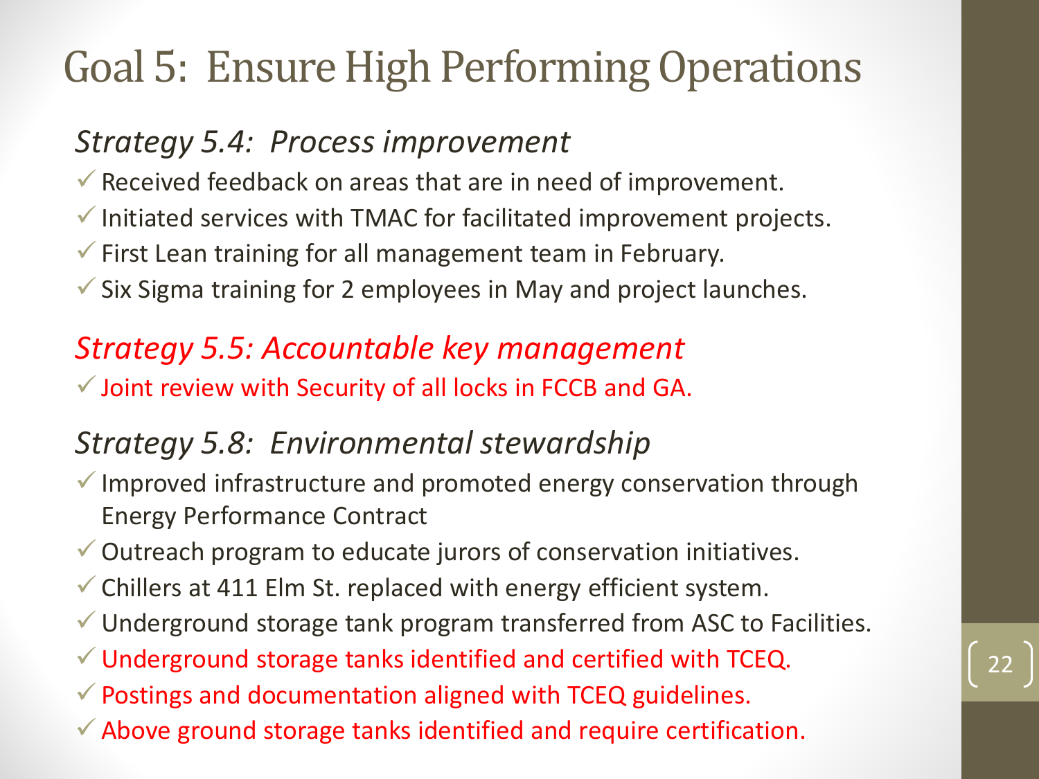# Goal 5: Ensure High Performing Operations

### *Strategy 5.4: Process improvement*

- ✓ Received feedback on areas that are in need of improvement.
- ✓ Initiated services with TMAC for facilitated improvement projects.
- ✓ First Lean training for all management team in February.
- ✓ Six Sigma training for 2 employees in May and project launches.

### *Strategy 5.5: Accountable key management*

- ✓ Joint review with Security of all locks in FCCB and GA.

### *Strategy 5.8: Environmental stewardship*

- ✓ Improved infrastructure and promoted energy conservation through Energy Performance Contract
- ✓ Outreach program to educate jurors of conservation initiatives.
- ✓ Chillers at 411 Elm St. replaced with energy efficient system.
- ✓ Underground storage tank program transferred from ASC to Facilities.
- ✓ Underground storage tanks identified and certified with TCEQ.
- ✓ Postings and documentation aligned with TCEQ guidelines.
- ✓ Above ground storage tanks identified and require certification.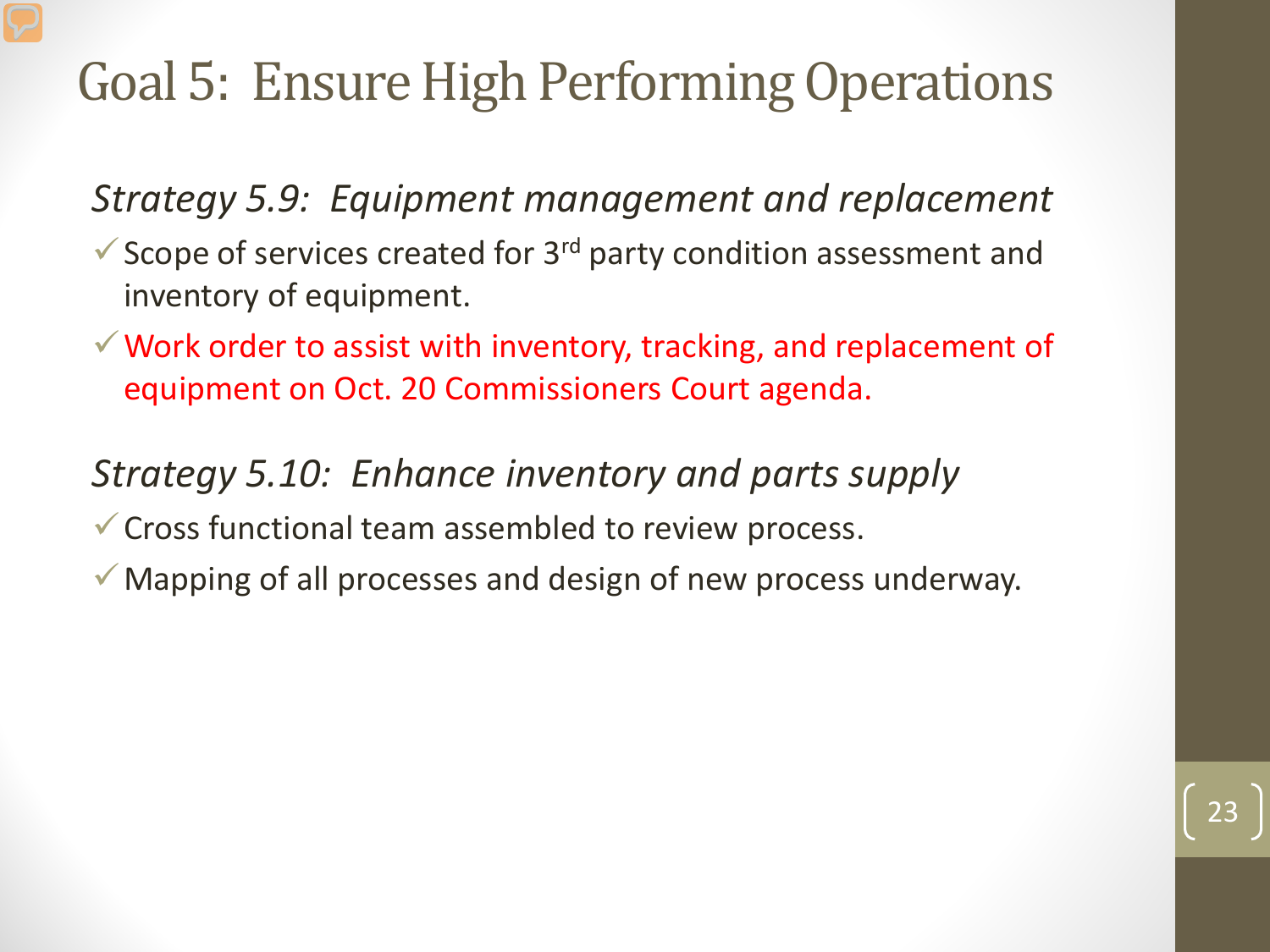# Goal 5: Ensure High Performing Operations

*Strategy 5.9: Equipment management and replacement*

- ✓ Scope of services created for 3rd party condition assessment and inventory of equipment.
- ✓ Work order to assist with inventory, tracking, and replacement of equipment on Oct. 20 Commissioners Court agenda.

*Strategy 5.10: Enhance inventory and parts supply*

- ✓ Cross functional team assembled to review process.
- ✓ Mapping of all processes and design of new process underway.